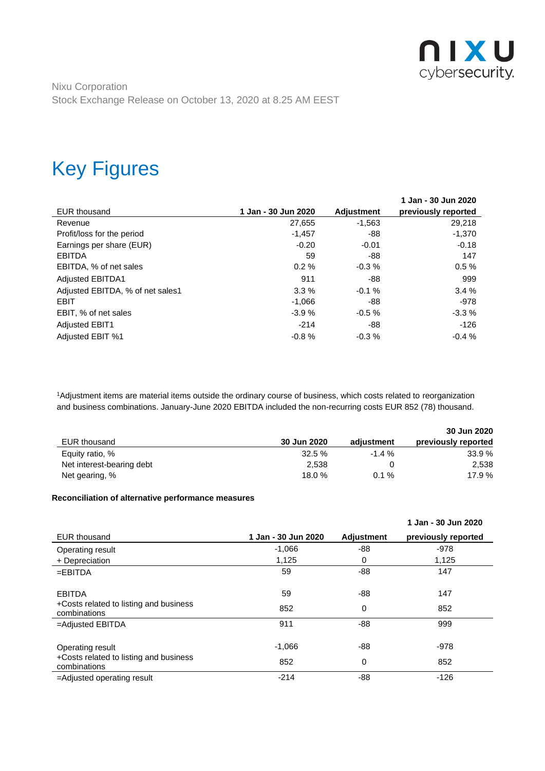Nixu Corporation
Stock Exchange Release on October 13, 2020 at 8.25 AM EEST

# Key Figures

| EUR thousand | 1 Jan - 30 Jun 2020 | Adjustment | 1 Jan - 30 Jun 2020 previously reported |
|---|---|---|---|
| Revenue | 27,655 | -1,563 | 29,218 |
| Profit/loss for the period | -1,457 | -88 | -1,370 |
| Earnings per share (EUR) | -0.20 | -0.01 | -0.18 |
| EBITDA | 59 | -88 | 147 |
| EBITDA, % of net sales | 0.2 % | -0.3 % | 0.5 % |
| Adjusted EBITDA1 | 911 | -88 | 999 |
| Adjusted EBITDA, % of net sales1 | 3.3 % | -0.1 % | 3.4 % |
| EBIT | -1,066 | -88 | -978 |
| EBIT, % of net sales | -3.9 % | -0.5 % | -3.3 % |
| Adjusted EBIT1 | -214 | -88 | -126 |
| Adjusted EBIT %1 | -0.8 % | -0.3 % | -0.4 % |

[1]Adjustment items are material items outside the ordinary course of business, which costs related to reorganization and business combinations. January-June 2020 EBITDA included the non-recurring costs EUR 852 (78) thousand.

| EUR thousand | 30 Jun 2020 | adjustment | 30 Jun 2020 previously reported |
|---|---|---|---|
| Equity ratio, % | 32.5 % | -1.4 % | 33.9 % |
| Net interest-bearing debt | 2,538 | 0 | 2,538 |
| Net gearing, % | 18.0 % | 0.1 % | 17.9 % |

**Reconciliation of alternative performance measures**

| EUR thousand | 1 Jan - 30 Jun 2020 | Adjustment | 1 Jan - 30 Jun 2020 previously reported |
|---|---|---|---|
| Operating result | -1,066 | -88 | -978 |
| + Depreciation | 1,125 | 0 | 1,125 |
| =EBITDA | 59 | -88 | 147 |
| | | | |
| EBITDA | 59 | -88 | 147 |
| +Costs related to listing and business combinations | 852 | 0 | 852 |
| =Adjusted EBITDA | 911 | -88 | 999 |
| | | | |
| Operating result | -1,066 | -88 | -978 |
| +Costs related to listing and business combinations | 852 | 0 | 852 |
| =Adjusted operating result | -214 | -88 | -126 |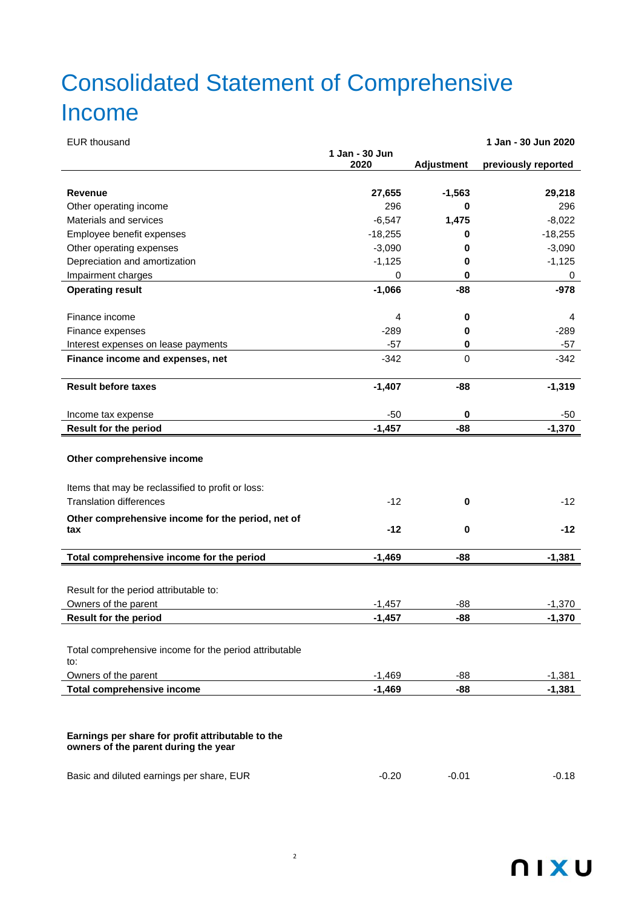# Consolidated Statement of Comprehensive Income

| EUR thousand | 1 Jan - 30 Jun 2020 | Adjustment | 1 Jan - 30 Jun 2020 previously reported |
|---|---|---|---|
| **Revenue** | **27,655** | **-1,563** | **29,218** |
| Other operating income | 296 | **0** | 296 |
| Materials and services | -6,547 | **1,475** | -8,022 |
| Employee benefit expenses | -18,255 | **0** | -18,255 |
| Other operating expenses | -3,090 | **0** | -3,090 |
| Depreciation and amortization | -1,125 | **0** | -1,125 |
| Impairment charges | 0 | **0** | 0 |
| **Operating result** | **-1,066** | **-88** | **-978** |
| Finance income | 4 | **0** | 4 |
| Finance expenses | -289 | **0** | -289 |
| Interest expenses on lease payments | -57 | **0** | -57 |
| **Finance income and expenses, net** | -342 | 0 | -342 |
| **Result before taxes** | **-1,407** | **-88** | **-1,319** |
| Income tax expense | -50 | **0** | -50 |
| **Result for the period** | **-1,457** | **-88** | **-1,370** |
| **Other comprehensive income** | | | |
| Items that may be reclassified to profit or loss: | | | |
| Translation differences | -12 | **0** | -12 |
| **Other comprehensive income for the period, net of tax** | **-12** | **0** | **-12** |
| **Total comprehensive income for the period** | **-1,469** | **-88** | **-1,381** |
| Result for the period attributable to: | | | |
| Owners of the parent | -1,457 | -88 | -1,370 |
| **Result for the period** | **-1,457** | **-88** | **-1,370** |
| Total comprehensive income for the period attributable to: | | | |
| Owners of the parent | -1,469 | -88 | -1,381 |
| **Total comprehensive income** | **-1,469** | **-88** | **-1,381** |
| **Earnings per share for profit attributable to the owners of the parent during the year** | | | |
| Basic and diluted earnings per share, EUR | -0.20 | -0.01 | -0.18 |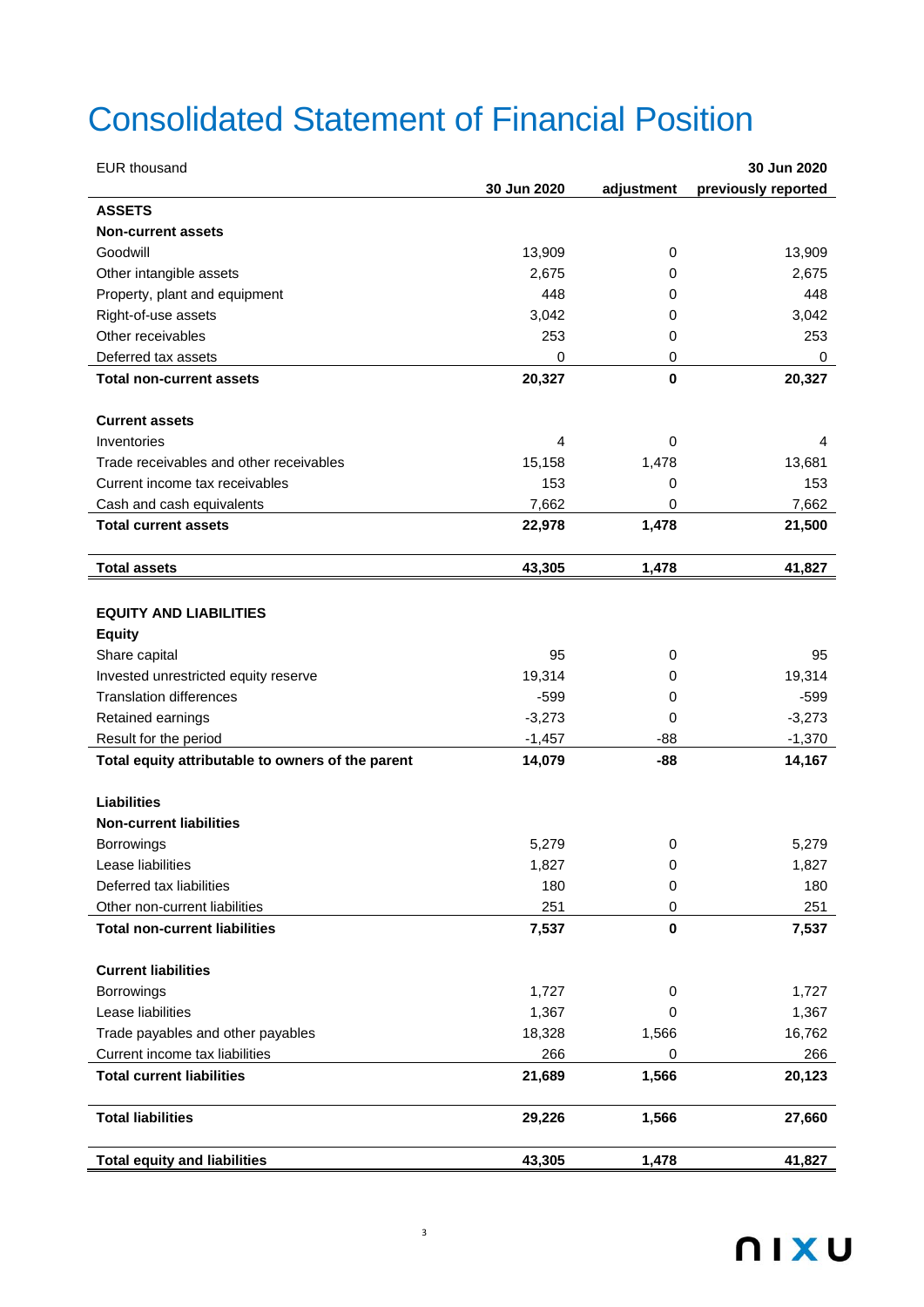# Consolidated Statement of Financial Position

| EUR thousand | 30 Jun 2020 | adjustment | 30 Jun 2020 previously reported |
|---|---|---|---|
| **ASSETS** | | | |
| **Non-current assets** | | | |
| Goodwill | 13,909 | 0 | 13,909 |
| Other intangible assets | 2,675 | 0 | 2,675 |
| Property, plant and equipment | 448 | 0 | 448 |
| Right-of-use assets | 3,042 | 0 | 3,042 |
| Other receivables | 253 | 0 | 253 |
| Deferred tax assets | 0 | 0 | 0 |
| **Total non-current assets** | **20,327** | **0** | **20,327** |
| | | | |
| **Current assets** | | | |
| Inventories | 4 | 0 | 4 |
| Trade receivables and other receivables | 15,158 | 1,478 | 13,681 |
| Current income tax receivables | 153 | 0 | 153 |
| Cash and cash equivalents | 7,662 | 0 | 7,662 |
| **Total current assets** | **22,978** | **1,478** | **21,500** |
| | | | |
| **Total assets** | **43,305** | **1,478** | **41,827** |
| | | | |
| **EQUITY AND LIABILITIES** | | | |
| **Equity** | | | |
| Share capital | 95 | 0 | 95 |
| Invested unrestricted equity reserve | 19,314 | 0 | 19,314 |
| Translation differences | -599 | 0 | -599 |
| Retained earnings | -3,273 | 0 | -3,273 |
| Result for the period | -1,457 | -88 | -1,370 |
| **Total equity attributable to owners of the parent** | **14,079** | **-88** | **14,167** |
| | | | |
| **Liabilities** | | | |
| **Non-current liabilities** | | | |
| Borrowings | 5,279 | 0 | 5,279 |
| Lease liabilities | 1,827 | 0 | 1,827 |
| Deferred tax liabilities | 180 | 0 | 180 |
| Other non-current liabilities | 251 | 0 | 251 |
| **Total non-current liabilities** | **7,537** | **0** | **7,537** |
| | | | |
| **Current liabilities** | | | |
| Borrowings | 1,727 | 0 | 1,727 |
| Lease liabilities | 1,367 | 0 | 1,367 |
| Trade payables and other payables | 18,328 | 1,566 | 16,762 |
| Current income tax liabilities | 266 | 0 | 266 |
| **Total current liabilities** | **21,689** | **1,566** | **20,123** |
| | | | |
| **Total liabilities** | **29,226** | **1,566** | **27,660** |
| | | | |
| **Total equity and liabilities** | **43,305** | **1,478** | **41,827** |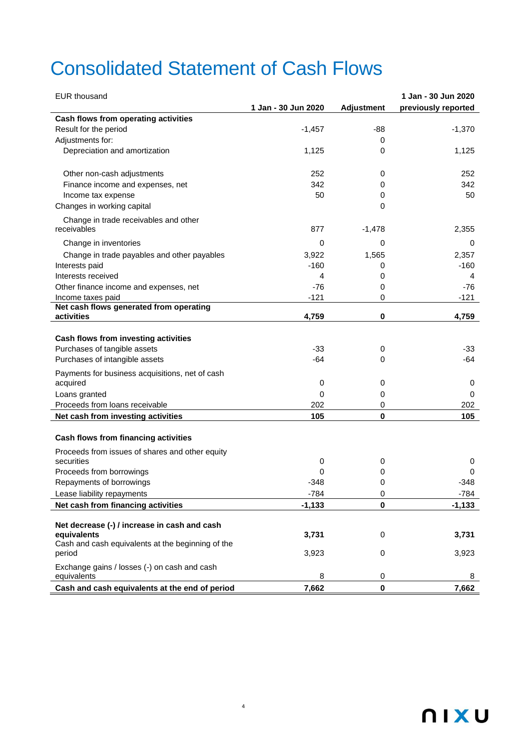# Consolidated Statement of Cash Flows

| EUR thousand | 1 Jan - 30 Jun 2020 | Adjustment | 1 Jan - 30 Jun 2020 previously reported |
|---|---|---|---|
| **Cash flows from operating activities** | | | |
| Result for the period | -1,457 | -88 | -1,370 |
| Adjustments for: | | 0 | |
| Depreciation and amortization | 1,125 | 0 | 1,125 |
| Other non-cash adjustments | 252 | 0 | 252 |
| Finance income and expenses, net | 342 | 0 | 342 |
| Income tax expense | 50 | 0 | 50 |
| Changes in working capital | | 0 | |
| Change in trade receivables and other receivables | 877 | -1,478 | 2,355 |
| Change in inventories | 0 | 0 | 0 |
| Change in trade payables and other payables | 3,922 | 1,565 | 2,357 |
| Interests paid | -160 | 0 | -160 |
| Interests received | 4 | 0 | 4 |
| Other finance income and expenses, net | -76 | 0 | -76 |
| Income taxes paid | -121 | 0 | -121 |
| **Net cash flows generated from operating activities** | **4,759** | **0** | **4,759** |
| | | | |
| **Cash flows from investing activities** | | | |
| Purchases of tangible assets | -33 | 0 | -33 |
| Purchases of intangible assets | -64 | 0 | -64 |
| Payments for business acquisitions, net of cash acquired | 0 | 0 | 0 |
| Loans granted | 0 | 0 | 0 |
| Proceeds from loans receivable | 202 | 0 | 202 |
| **Net cash from investing activities** | **105** | **0** | **105** |
| | | | |
| **Cash flows from financing activities** | | | |
| Proceeds from issues of shares and other equity securities | 0 | 0 | 0 |
| Proceeds from borrowings | 0 | 0 | 0 |
| Repayments of borrowings | -348 | 0 | -348 |
| Lease liability repayments | -784 | 0 | -784 |
| **Net cash from financing activities** | **-1,133** | **0** | **-1,133** |
| | | | |
| **Net decrease (-) / increase in cash and cash equivalents** | **3,731** | 0 | **3,731** |
| Cash and cash equivalents at the beginning of the period | 3,923 | 0 | 3,923 |
| Exchange gains / losses (-) on cash and cash equivalents | 8 | 0 | 8 |
| **Cash and cash equivalents at the end of period** | **7,662** | **0** | **7,662** |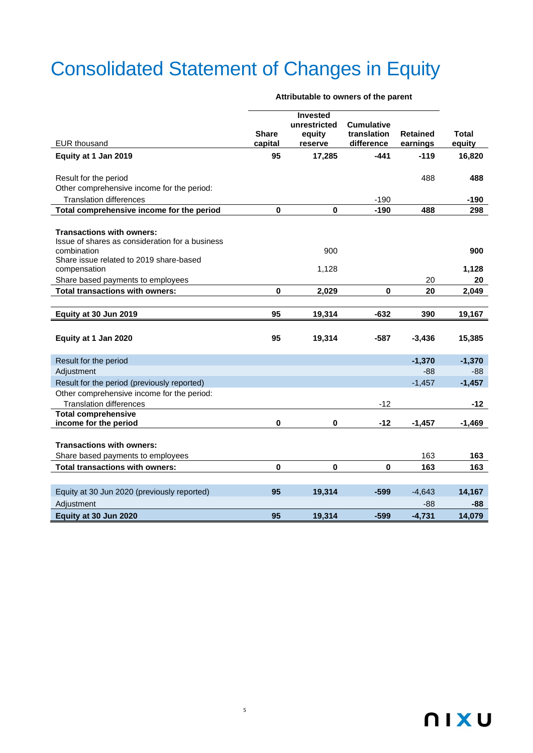# Consolidated Statement of Changes in Equity

| EUR thousand | Share capital | Invested unrestricted equity reserve | Cumulative translation difference | Retained earnings | Total equity |
|---|---|---|---|---|---|
| | **Attributable to owners of the parent** | | | | |
| **Equity at 1 Jan 2019** | **95** | **17,285** | **-441** | **-119** | **16,820** |
| | | | | | |
| Result for the period | | | | 488 | **488** |
| Other comprehensive income for the period: | | | | | |
| Translation differences | | | -190 | | **-190** |
| **Total comprehensive income for the period** | **0** | **0** | **-190** | **488** | **298** |
| | | | | | |
| **Transactions with owners:** | | | | | |
| Issue of shares as consideration for a business combination | | 900 | | | **900** |
| Share issue related to 2019 share-based compensation | | 1,128 | | | **1,128** |
| Share based payments to employees | | | | 20 | **20** |
| **Total transactions with owners:** | **0** | **2,029** | **0** | **20** | **2,049** |
| | | | | | |
| **Equity at 30 Jun 2019** | **95** | **19,314** | **-632** | **390** | **19,167** |
| | | | | | |
| **Equity at 1 Jan 2020** | **95** | **19,314** | **-587** | **-3,436** | **15,385** |
| | | | | | |
| Result for the period | | | | **-1,370** | **-1,370** |
| Adjustment | | | | -88 | -88 |
| Result for the period (previously reported) | | | | -1,457 | **-1,457** |
| Other comprehensive income for the period: | | | | | |
| Translation differences | | | -12 | | **-12** |
| **Total comprehensive income for the period** | **0** | **0** | **-12** | **-1,457** | **-1,469** |
| | | | | | |
| **Transactions with owners:** | | | | | |
| Share based payments to employees | | | | 163 | **163** |
| **Total transactions with owners:** | **0** | **0** | **0** | **163** | **163** |
| | | | | | |
| Equity at 30 Jun 2020 (previously reported) | **95** | **19,314** | **-599** | -4,643 | **14,167** |
| Adjustment | | | | -88 | **-88** |
| **Equity at 30 Jun 2020** | **95** | **19,314** | **-599** | **-4,731** | **14,079** |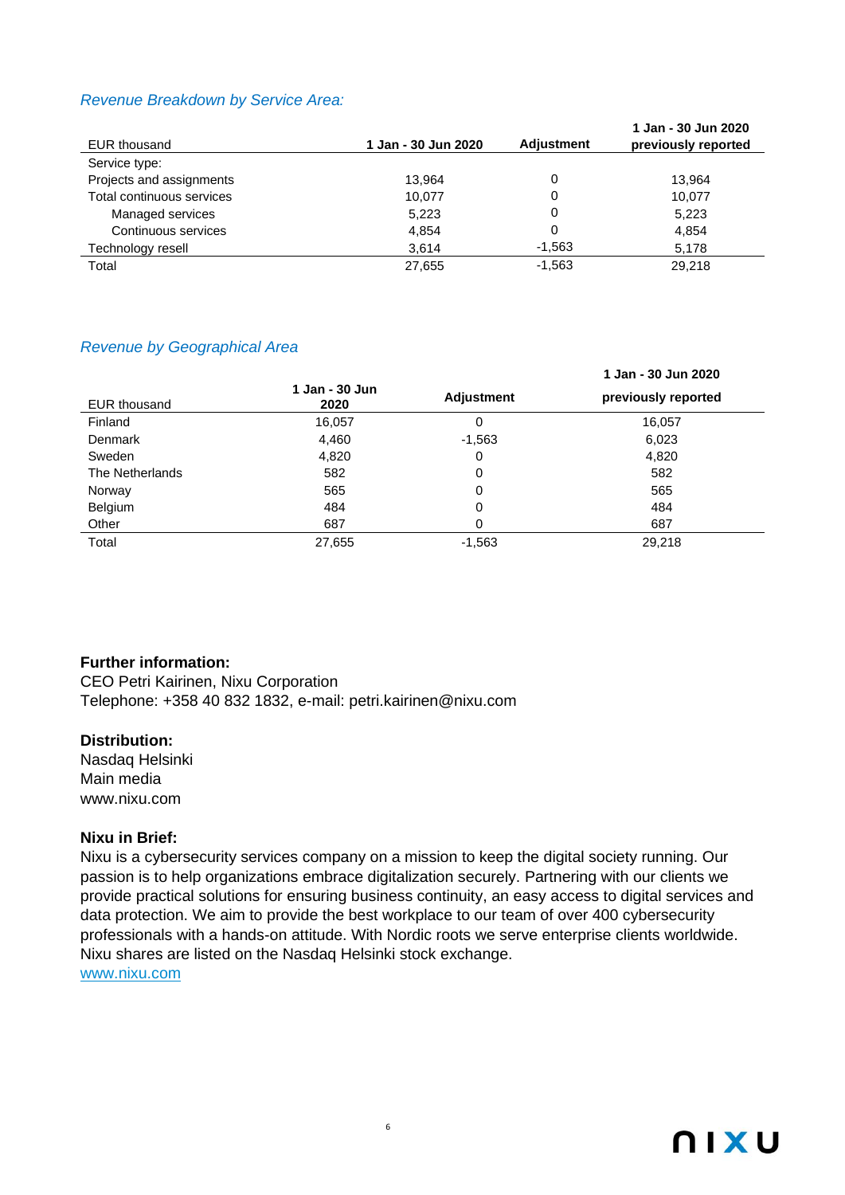*Revenue Breakdown by Service Area:*

| EUR thousand | 1 Jan - 30 Jun 2020 | Adjustment | 1 Jan - 30 Jun 2020 previously reported |
|---|---|---|---|
| Service type: | | | |
| Projects and assignments | 13,964 | 0 | 13,964 |
| Total continuous services | 10,077 | 0 | 10,077 |
| Managed services | 5,223 | 0 | 5,223 |
| Continuous services | 4,854 | 0 | 4,854 |
| Technology resell | 3,614 | -1,563 | 5,178 |
| Total | 27,655 | -1,563 | 29,218 |

*Revenue by Geographical Area*

| EUR thousand | 1 Jan - 30 Jun 2020 | Adjustment | 1 Jan - 30 Jun 2020 previously reported |
|---|---|---|---|
| Finland | 16,057 | 0 | 16,057 |
| Denmark | 4,460 | -1,563 | 6,023 |
| Sweden | 4,820 | 0 | 4,820 |
| The Netherlands | 582 | 0 | 582 |
| Norway | 565 | 0 | 565 |
| Belgium | 484 | 0 | 484 |
| Other | 687 | 0 | 687 |
| Total | 27,655 | -1,563 | 29,218 |

**Further information:**
CEO Petri Kairinen, Nixu Corporation
Telephone: +358 40 832 1832, e-mail: petri.kairinen@nixu.com

**Distribution:**
Nasdaq Helsinki
Main media
www.nixu.com

**Nixu in Brief:**
Nixu is a cybersecurity services company on a mission to keep the digital society running. Our passion is to help organizations embrace digitalization securely. Partnering with our clients we provide practical solutions for ensuring business continuity, an easy access to digital services and data protection. We aim to provide the best workplace to our team of over 400 cybersecurity professionals with a hands-on attitude. With Nordic roots we serve enterprise clients worldwide. Nixu shares are listed on the Nasdaq Helsinki stock exchange.
www.nixu.com